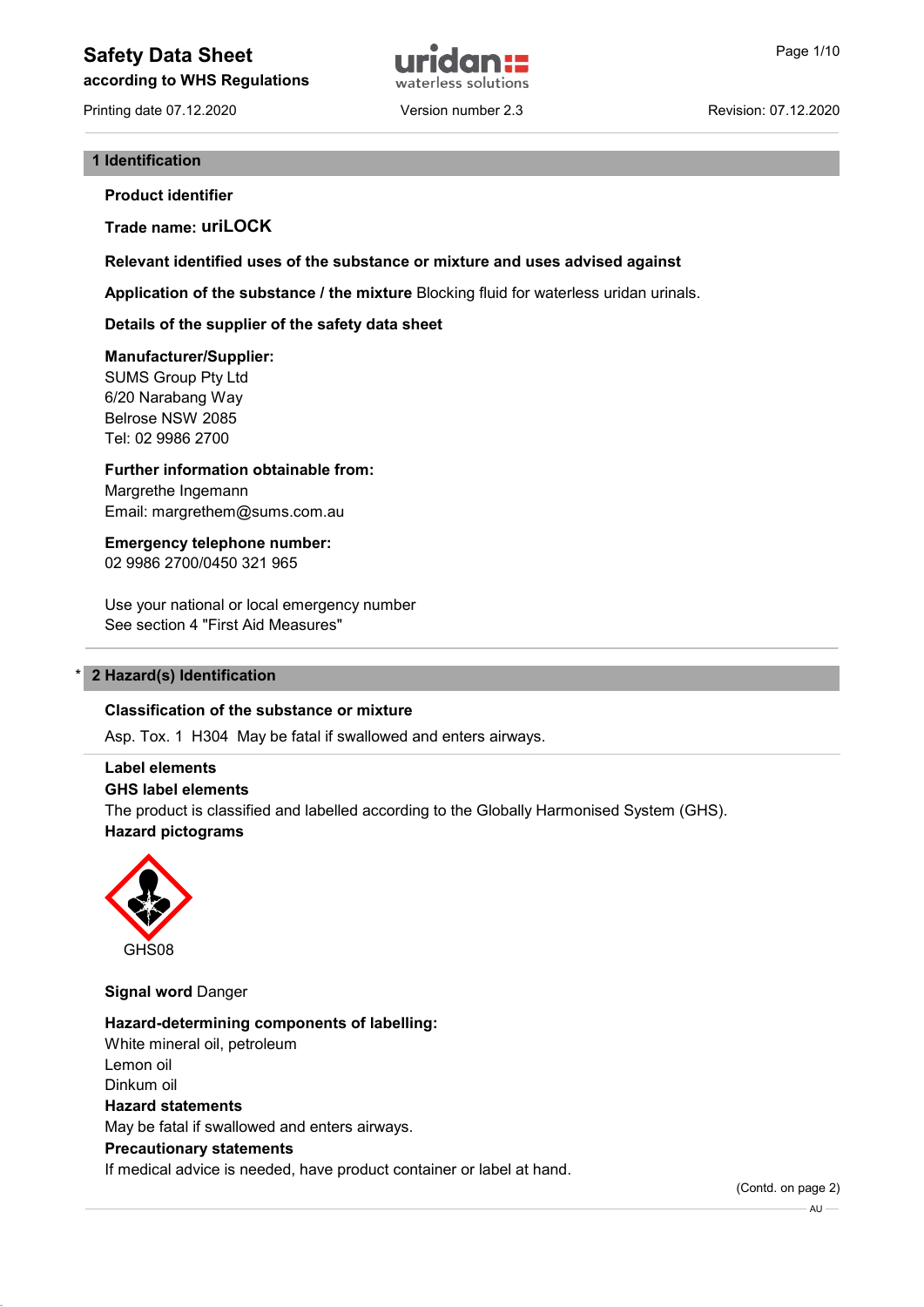# Safety Data Sheet

**according to WHS Regulations**

Printing date 07.12.2020 Version number 2.3 Revision: 07.12.2020

## 1 Identification

**Product identifier**

**Trade name: uriLOCK**

**Relevant identified uses of the substance or mixture and uses advised against**

**Application of the substance / the mixture** Blocking fluid for waterless uridan urinals.

**Details of the supplier of the safety data sheet**

**Manufacturer/Supplier:**
SUMS Group Pty Ltd
6/20 Narabang Way
Belrose NSW 2085
Tel: 02 9986 2700

**Further information obtainable from:**
Margrethe Ingemann
Email: margrethem@sums.com.au

**Emergency telephone number:**
02 9986 2700/0450 321 965

Use your national or local emergency number
See section 4 "First Aid Measures"

## * 2 Hazard(s) Identification

**Classification of the substance or mixture**

Asp. Tox. 1 H304 May be fatal if swallowed and enters airways.

**Label elements**
**GHS label elements**
The product is classified and labelled according to the Globally Harmonised System (GHS).
**Hazard pictograms**

GHS08

**Signal word** Danger

**Hazard-determining components of labelling:**
White mineral oil, petroleum
Lemon oil
Dinkum oil
**Hazard statements**
May be fatal if swallowed and enters airways.
**Precautionary statements**
If medical advice is needed, have product container or label at hand.

(Contd. on page 2)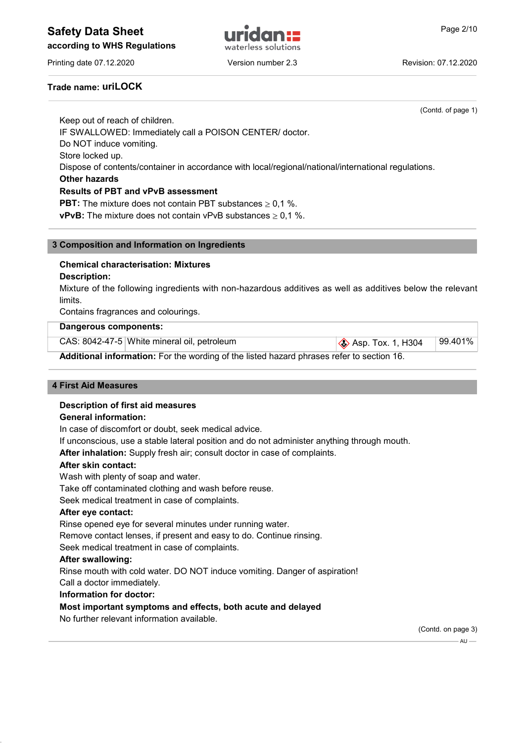Trade name: **uriLOCK**

(Contd. of page 1)

Keep out of reach of children.
IF SWALLOWED: Immediately call a POISON CENTER/ doctor.
Do NOT induce vomiting.
Store locked up.
Dispose of contents/container in accordance with local/regional/national/international regulations.

**Other hazards**

**Results of PBT and vPvB assessment**

**PBT:** The mixture does not contain PBT substances ≥ 0,1 %.

**vPvB:** The mixture does not contain vPvB substances ≥ 0,1 %.

## 3 Composition and Information on Ingredients

**Chemical characterisation: Mixtures**

**Description:**

Mixture of the following ingredients with non-hazardous additives as well as additives below the relevant limits.
Contains fragrances and colourings.

| Dangerous components: | | | |
|---|---|---|---|
| CAS: 8042-47-5 | White mineral oil, petroleum | Asp. Tox. 1, H304 | 99.401% |

**Additional information:** For the wording of the listed hazard phrases refer to section 16.

## 4 First Aid Measures

**Description of first aid measures**

**General information:**

In case of discomfort or doubt, seek medical advice.
If unconscious, use a stable lateral position and do not administer anything through mouth.

**After inhalation:** Supply fresh air; consult doctor in case of complaints.

**After skin contact:**

Wash with plenty of soap and water.
Take off contaminated clothing and wash before reuse.
Seek medical treatment in case of complaints.

**After eye contact:**

Rinse opened eye for several minutes under running water.
Remove contact lenses, if present and easy to do. Continue rinsing.
Seek medical treatment in case of complaints.

**After swallowing:**

Rinse mouth with cold water. DO NOT induce vomiting. Danger of aspiration!
Call a doctor immediately.

**Information for doctor:**

**Most important symptoms and effects, both acute and delayed**

No further relevant information available.

(Contd. on page 3)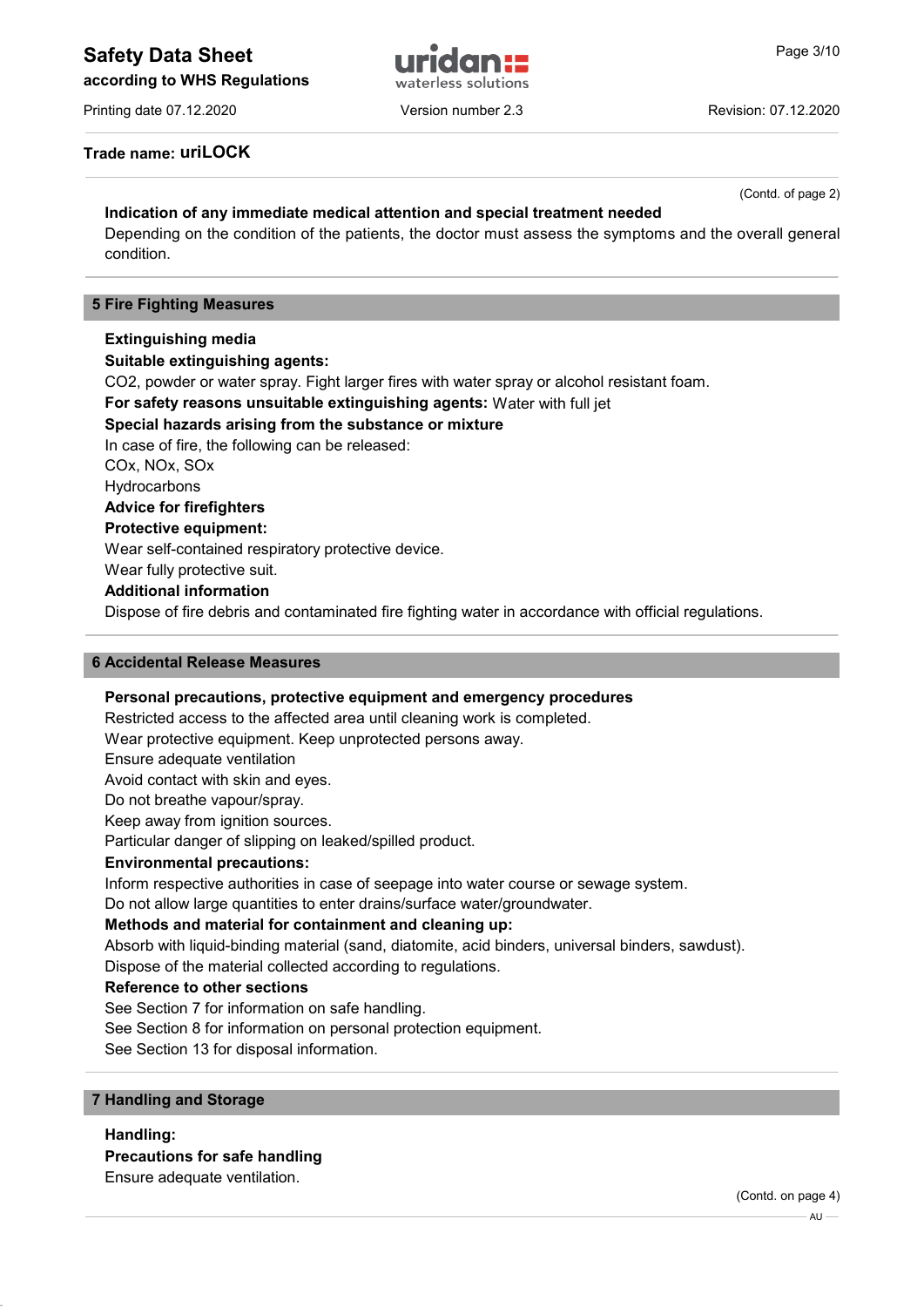**Trade name: uriLOCK**

(Contd. of page 2)

**Indication of any immediate medical attention and special treatment needed**
Depending on the condition of the patients, the doctor must assess the symptoms and the overall general condition.

## 5 Fire Fighting Measures

**Extinguishing media**
**Suitable extinguishing agents:**
$CO_2$, powder or water spray. Fight larger fires with water spray or alcohol resistant foam.
**For safety reasons unsuitable extinguishing agents:** Water with full jet
**Special hazards arising from the substance or mixture**
In case of fire, the following can be released:
$CO_x$, $NO_x$, $SO_x$
Hydrocarbons
**Advice for firefighters**
**Protective equipment:**
Wear self-contained respiratory protective device.
Wear fully protective suit.
**Additional information**
Dispose of fire debris and contaminated fire fighting water in accordance with official regulations.

## 6 Accidental Release Measures

**Personal precautions, protective equipment and emergency procedures**
Restricted access to the affected area until cleaning work is completed.
Wear protective equipment. Keep unprotected persons away.
Ensure adequate ventilation
Avoid contact with skin and eyes.
Do not breathe vapour/spray.
Keep away from ignition sources.
Particular danger of slipping on leaked/spilled product.
**Environmental precautions:**
Inform respective authorities in case of seepage into water course or sewage system.
Do not allow large quantities to enter drains/surface water/groundwater.
**Methods and material for containment and cleaning up:**
Absorb with liquid-binding material (sand, diatomite, acid binders, universal binders, sawdust).
Dispose of the material collected according to regulations.
**Reference to other sections**
See Section 7 for information on safe handling.
See Section 8 for information on personal protection equipment.
See Section 13 for disposal information.

## 7 Handling and Storage

**Handling:**
**Precautions for safe handling**
Ensure adequate ventilation.

(Contd. on page 4)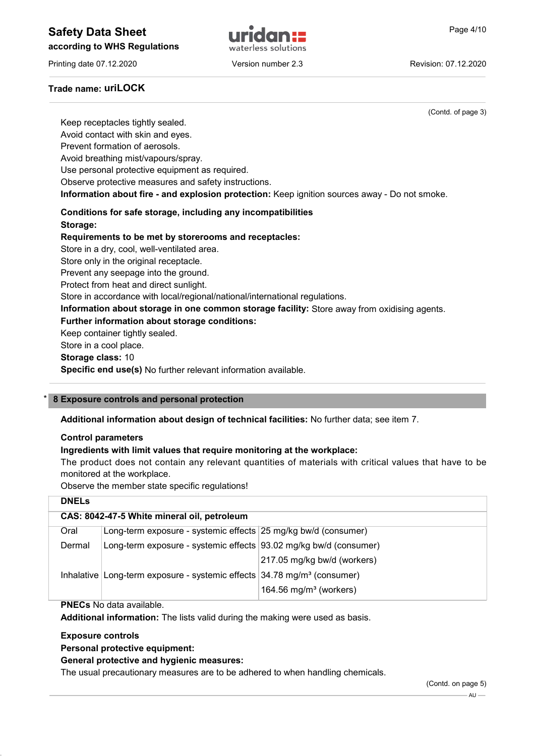Trade name: **uriLOCK**

(Contd. of page 3)

Keep receptacles tightly sealed.
Avoid contact with skin and eyes.
Prevent formation of aerosols.
Avoid breathing mist/vapours/spray.
Use personal protective equipment as required.
Observe protective measures and safety instructions.
**Information about fire - and explosion protection:** Keep ignition sources away - Do not smoke.

**Conditions for safe storage, including any incompatibilities**
**Storage:**
**Requirements to be met by storerooms and receptacles:**
Store in a dry, cool, well-ventilated area.
Store only in the original receptacle.
Prevent any seepage into the ground.
Protect from heat and direct sunlight.
Store in accordance with local/regional/national/international regulations.
**Information about storage in one common storage facility:** Store away from oxidising agents.
**Further information about storage conditions:**
Keep container tightly sealed.
Store in a cool place.
**Storage class:** 10
**Specific end use(s)** No further relevant information available.

## * 8 Exposure controls and personal protection

**Additional information about design of technical facilities:** No further data; see item 7.

**Control parameters**
**Ingredients with limit values that require monitoring at the workplace:**
The product does not contain any relevant quantities of materials with critical values that have to be monitored at the workplace.
Observe the member state specific regulations!

| **DNELs** | | |
|---|---|---|
| **CAS: 8042-47-5 White mineral oil, petroleum** | | |
| Oral | Long-term exposure - systemic effects | 25 mg/kg bw/d (consumer) |
| Dermal | Long-term exposure - systemic effects | 93.02 mg/kg bw/d (consumer) |
| | | 217.05 mg/kg bw/d (workers) |
| Inhalative | Long-term exposure - systemic effects | 34.78 mg/m³ (consumer) |
| | | 164.56 mg/m³ (workers) |

**PNECs** No data available.
**Additional information:** The lists valid during the making were used as basis.

**Exposure controls**
**Personal protective equipment:**
**General protective and hygienic measures:**
The usual precautionary measures are to be adhered to when handling chemicals.

(Contd. on page 5)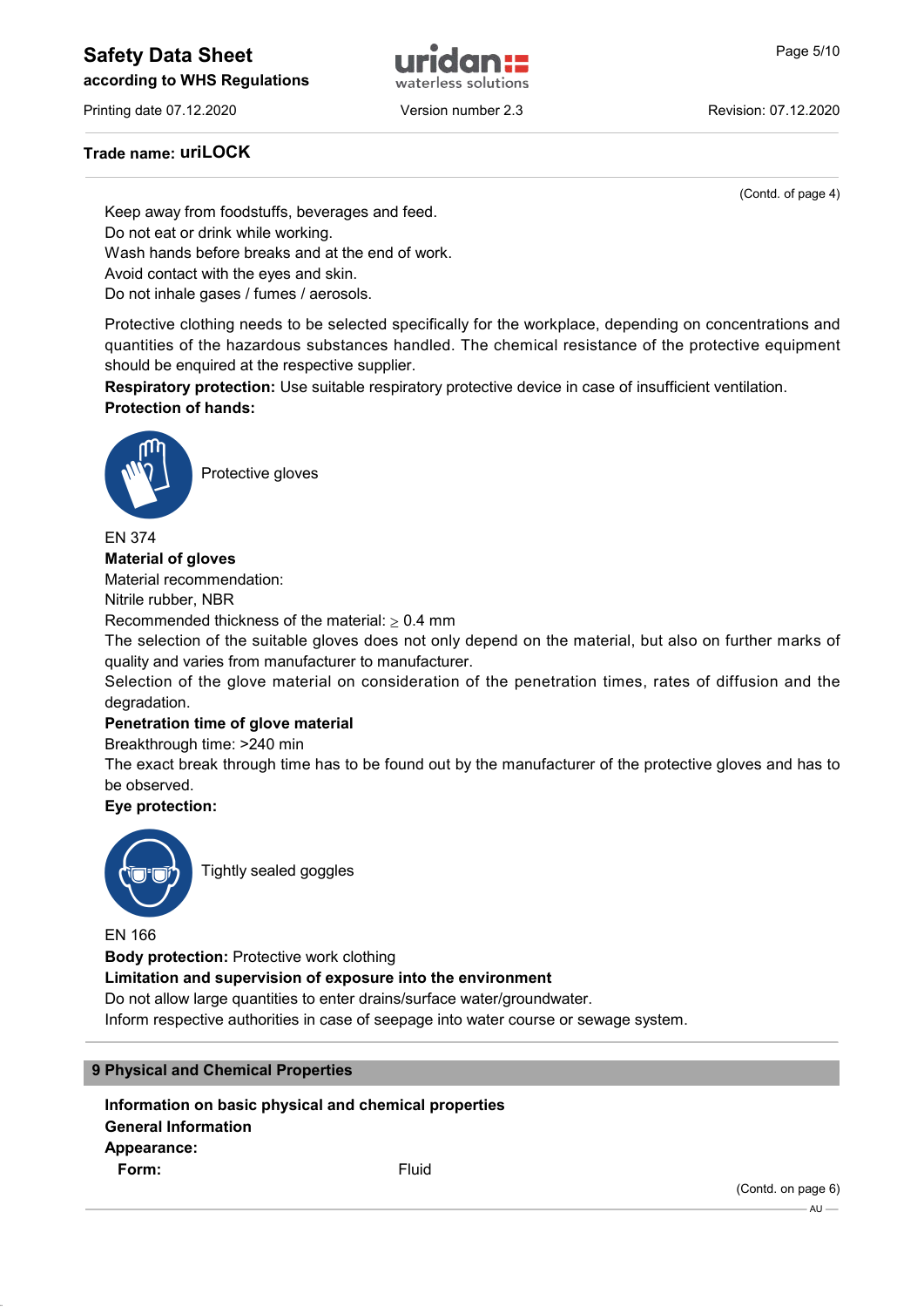**Trade name: uriLOCK**

(Contd. of page 4)

Keep away from foodstuffs, beverages and feed.
Do not eat or drink while working.
Wash hands before breaks and at the end of work.
Avoid contact with the eyes and skin.
Do not inhale gases / fumes / aerosols.

Protective clothing needs to be selected specifically for the workplace, depending on concentrations and quantities of the hazardous substances handled. The chemical resistance of the protective equipment should be enquired at the respective supplier.

**Respiratory protection:** Use suitable respiratory protective device in case of insufficient ventilation.

**Protection of hands:**

Protective gloves

EN 374

**Material of gloves**

Material recommendation:
Nitrile rubber, NBR
Recommended thickness of the material: $\geq$ 0.4 mm
The selection of the suitable gloves does not only depend on the material, but also on further marks of quality and varies from manufacturer to manufacturer.
Selection of the glove material on consideration of the penetration times, rates of diffusion and the degradation.

**Penetration time of glove material**

Breakthrough time: >240 min
The exact break through time has to be found out by the manufacturer of the protective gloves and has to be observed.

**Eye protection:**

Tightly sealed goggles

EN 166

**Body protection:** Protective work clothing

**Limitation and supervision of exposure into the environment**

Do not allow large quantities to enter drains/surface water/groundwater.
Inform respective authorities in case of seepage into water course or sewage system.

## 9 Physical and Chemical Properties

**Information on basic physical and chemical properties**

**General Information**

**Appearance:**

**Form:** Fluid

(Contd. on page 6)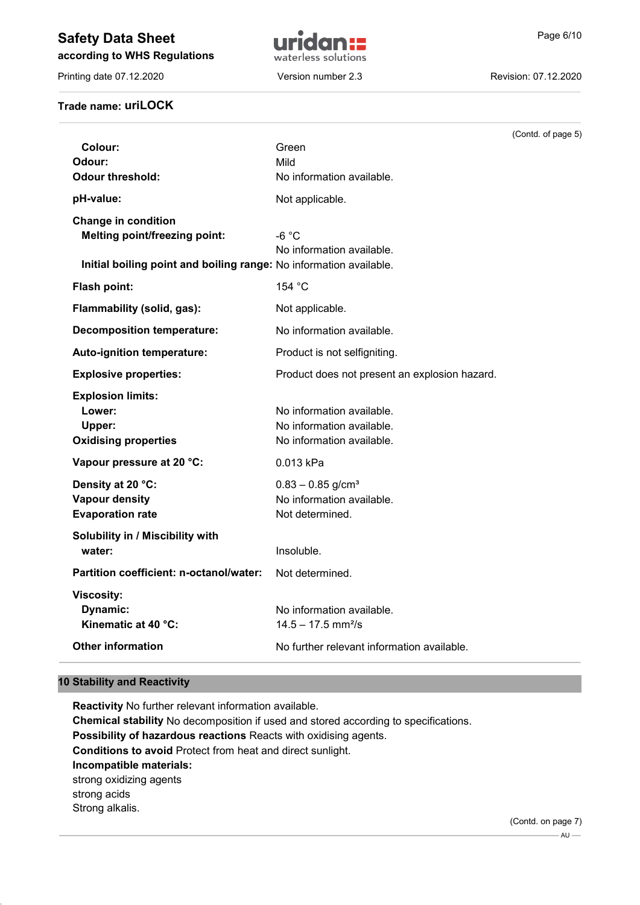Trade name: **uriLOCK**

(Contd. of page 5)

| | |
|---|---|
| **Colour:** | Green |
| **Odour:** | Mild |
| **Odour threshold:** | No information available. |
| **pH-value:** | Not applicable. |
| **Change in condition** | |
| **Melting point/freezing point:** | -6 °C |
| | No information available. |
| **Initial boiling point and boiling range:** | No information available. |
| **Flash point:** | 154 °C |
| **Flammability (solid, gas):** | Not applicable. |
| **Decomposition temperature:** | No information available. |
| **Auto-ignition temperature:** | Product is not selfigniting. |
| **Explosive properties:** | Product does not present an explosion hazard. |
| **Explosion limits:** | |
| **Lower:** | No information available. |
| **Upper:** | No information available. |
| **Oxidising properties** | No information available. |
| **Vapour pressure at 20 °C:** | 0.013 kPa |
| **Density at 20 °C:** | 0.83 – 0.85 g/cm³ |
| **Vapour density** | No information available. |
| **Evaporation rate** | Not determined. |
| **Solubility in / Miscibility with water:** | Insoluble. |
| **Partition coefficient: n-octanol/water:** | Not determined. |
| **Viscosity:** | |
| **Dynamic:** | No information available. |
| **Kinematic at 40 °C:** | 14.5 – 17.5 mm²/s |
| **Other information** | No further relevant information available. |

## 10 Stability and Reactivity

**Reactivity** No further relevant information available.
**Chemical stability** No decomposition if used and stored according to specifications.
**Possibility of hazardous reactions** Reacts with oxidising agents.
**Conditions to avoid** Protect from heat and direct sunlight.
**Incompatible materials:**
strong oxidizing agents
strong acids
Strong alkalis.

(Contd. on page 7)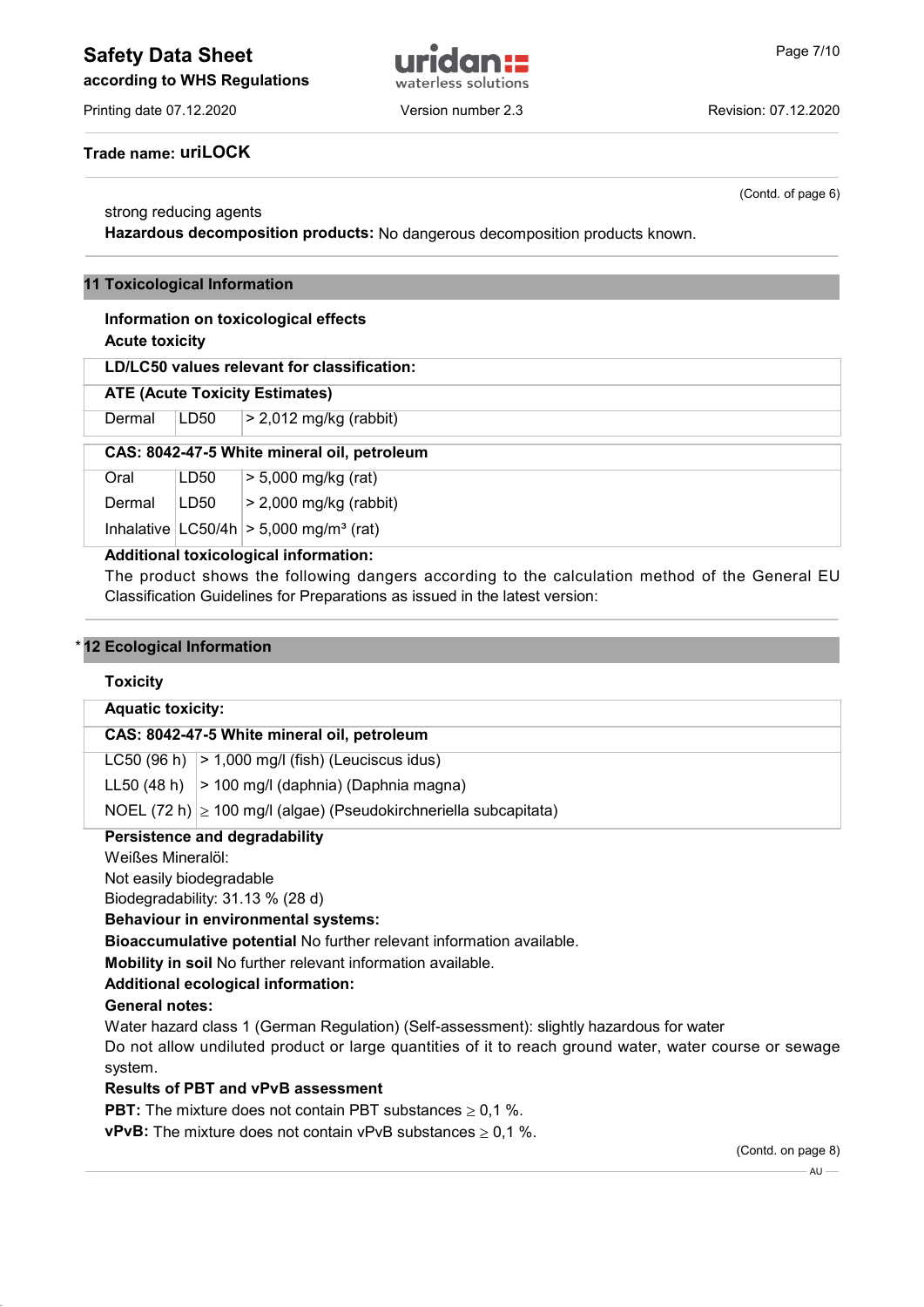Trade name: **uriLOCK**

(Contd. of page 6)

strong reducing agents

**Hazardous decomposition products:** No dangerous decomposition products known.

## 11 Toxicological Information

**Information on toxicological effects**

**Acute toxicity**

| **LD/LC50 values relevant for classification:** | | |
|---|---|---|
| **ATE (Acute Toxicity Estimates)** | | |
| Dermal | LD50 | > 2,012 mg/kg (rabbit) |
| **CAS: 8042-47-5 White mineral oil, petroleum** | | |
| Oral | LD50 | > 5,000 mg/kg (rat) |
| Dermal | LD50 | > 2,000 mg/kg (rabbit) |
| Inhalative | LC50/4h | > 5,000 mg/m³ (rat) |

**Additional toxicological information:**

The product shows the following dangers according to the calculation method of the General EU Classification Guidelines for Preparations as issued in the latest version:

## * 12 Ecological Information

**Toxicity**

| **Aquatic toxicity:** | |
|---|---|
| **CAS: 8042-47-5 White mineral oil, petroleum** | |
| LC50 (96 h) | > 1,000 mg/l (fish) (Leuciscus idus) |
| LL50 (48 h) | > 100 mg/l (daphnia) (Daphnia magna) |
| NOEL (72 h) | ≥ 100 mg/l (algae) (Pseudokirchneriella subcapitata) |

**Persistence and degradability**

Weißes Mineralöl:

Not easily biodegradable

Biodegradability: 31.13 % (28 d)

**Behaviour in environmental systems:**

**Bioaccumulative potential** No further relevant information available.

**Mobility in soil** No further relevant information available.

**Additional ecological information:**

**General notes:**

Water hazard class 1 (German Regulation) (Self-assessment): slightly hazardous for water

Do not allow undiluted product or large quantities of it to reach ground water, water course or sewage system.

**Results of PBT and vPvB assessment**

**PBT:** The mixture does not contain PBT substances ≥ 0,1 %.

**vPvB:** The mixture does not contain vPvB substances ≥ 0,1 %.

(Contd. on page 8)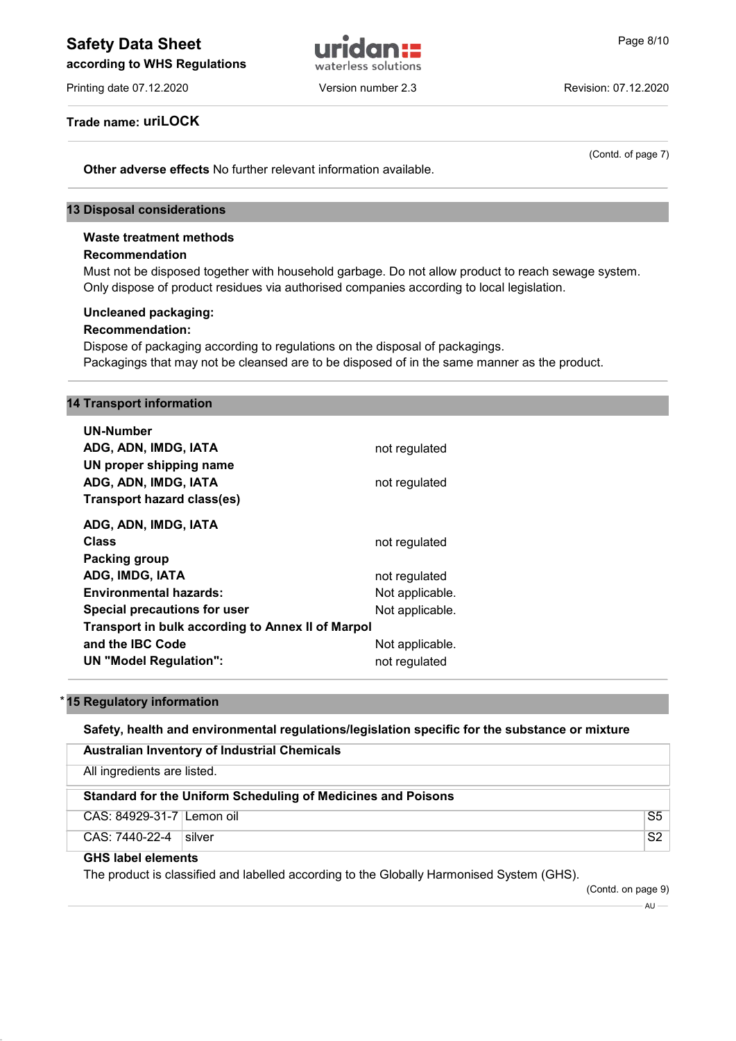**Trade name: uriLOCK**

(Contd. of page 7)

**Other adverse effects** No further relevant information available.

## 13 Disposal considerations

**Waste treatment methods**

**Recommendation**

Must not be disposed together with household garbage. Do not allow product to reach sewage system.
Only dispose of product residues via authorised companies according to local legislation.

**Uncleaned packaging:**

**Recommendation:**

Dispose of packaging according to regulations on the disposal of packagings.
Packagings that may not be cleansed are to be disposed of in the same manner as the product.

## 14 Transport information

**UN-Number**

**ADG, ADN, IMDG, IATA** not regulated

**UN proper shipping name**

**ADG, ADN, IMDG, IATA** not regulated

**Transport hazard class(es)**

**ADG, ADN, IMDG, IATA**

**Class** not regulated

**Packing group**

**ADG, IMDG, IATA** not regulated

**Environmental hazards:** Not applicable.

**Special precautions for user** Not applicable.

**Transport in bulk according to Annex II of Marpol and the IBC Code** Not applicable.

**UN "Model Regulation":** not regulated

## * 15 Regulatory information

**Safety, health and environmental regulations/legislation specific for the substance or mixture**

**Australian Inventory of Industrial Chemicals**

All ingredients are listed.

**Standard for the Uniform Scheduling of Medicines and Poisons**

| | | |
|---|---|---|
| CAS: 84929-31-7 | Lemon oil | S5 |
| CAS: 7440-22-4 | silver | S2 |

**GHS label elements**

The product is classified and labelled according to the Globally Harmonised System (GHS).

(Contd. on page 9)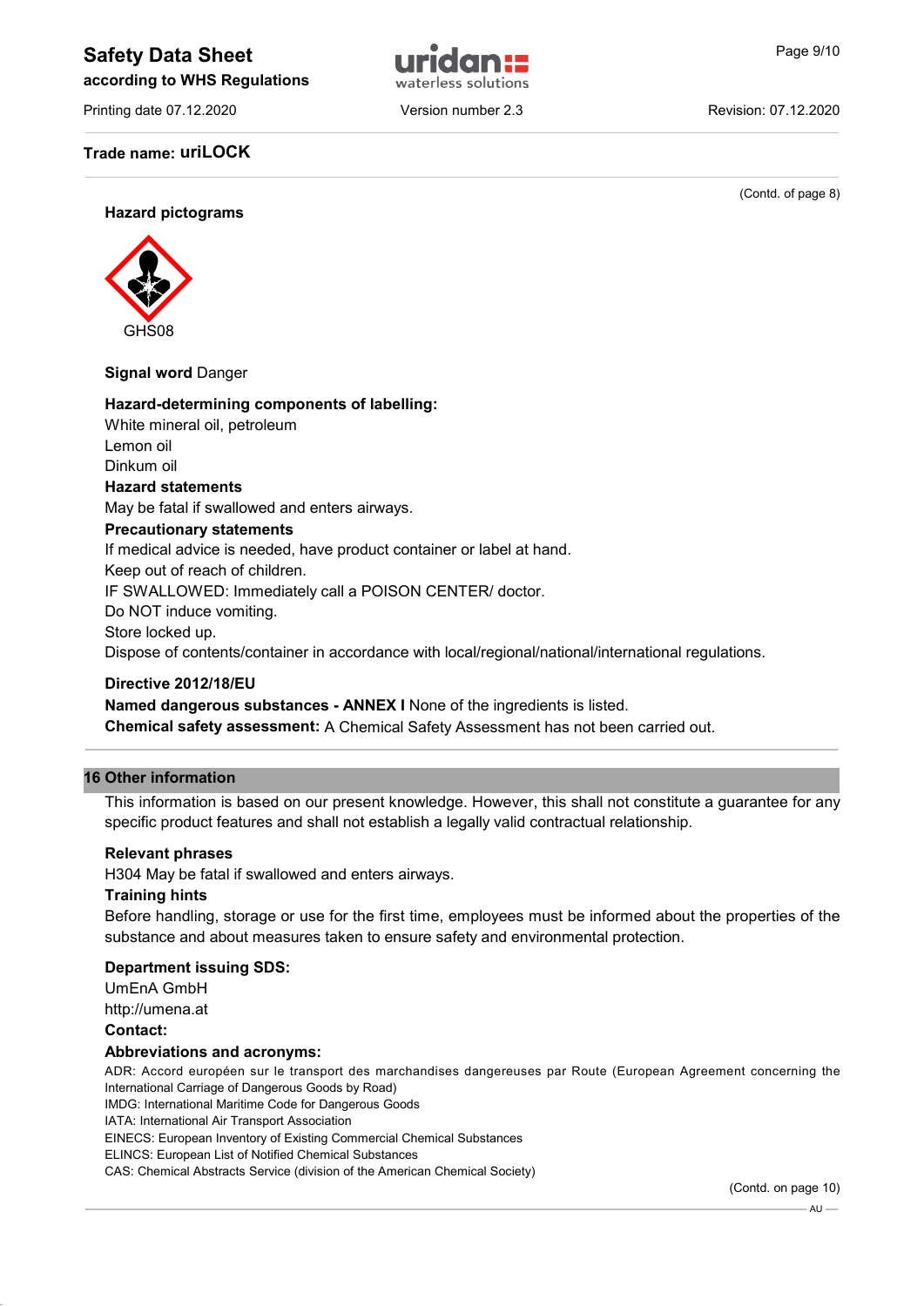**Trade name: uriLOCK**

(Contd. of page 8)

**Hazard pictograms**

GHS08

**Signal word** Danger

**Hazard-determining components of labelling:**
White mineral oil, petroleum
Lemon oil
Dinkum oil

**Hazard statements**
May be fatal if swallowed and enters airways.

**Precautionary statements**
If medical advice is needed, have product container or label at hand.
Keep out of reach of children.
IF SWALLOWED: Immediately call a POISON CENTER/ doctor.
Do NOT induce vomiting.
Store locked up.
Dispose of contents/container in accordance with local/regional/national/international regulations.

**Directive 2012/18/EU**
**Named dangerous substances - ANNEX I** None of the ingredients is listed.
**Chemical safety assessment:** A Chemical Safety Assessment has not been carried out.

## 16 Other information

This information is based on our present knowledge. However, this shall not constitute a guarantee for any specific product features and shall not establish a legally valid contractual relationship.

**Relevant phrases**
H304 May be fatal if swallowed and enters airways.

**Training hints**
Before handling, storage or use for the first time, employees must be informed about the properties of the substance and about measures taken to ensure safety and environmental protection.

**Department issuing SDS:**
UmEnA GmbH
http://umena.at

**Contact:**

**Abbreviations and acronyms:**
ADR: Accord européen sur le transport des marchandises dangereuses par Route (European Agreement concerning the International Carriage of Dangerous Goods by Road)
IMDG: International Maritime Code for Dangerous Goods
IATA: International Air Transport Association
EINECS: European Inventory of Existing Commercial Chemical Substances
ELINCS: European List of Notified Chemical Substances
CAS: Chemical Abstracts Service (division of the American Chemical Society)

(Contd. on page 10)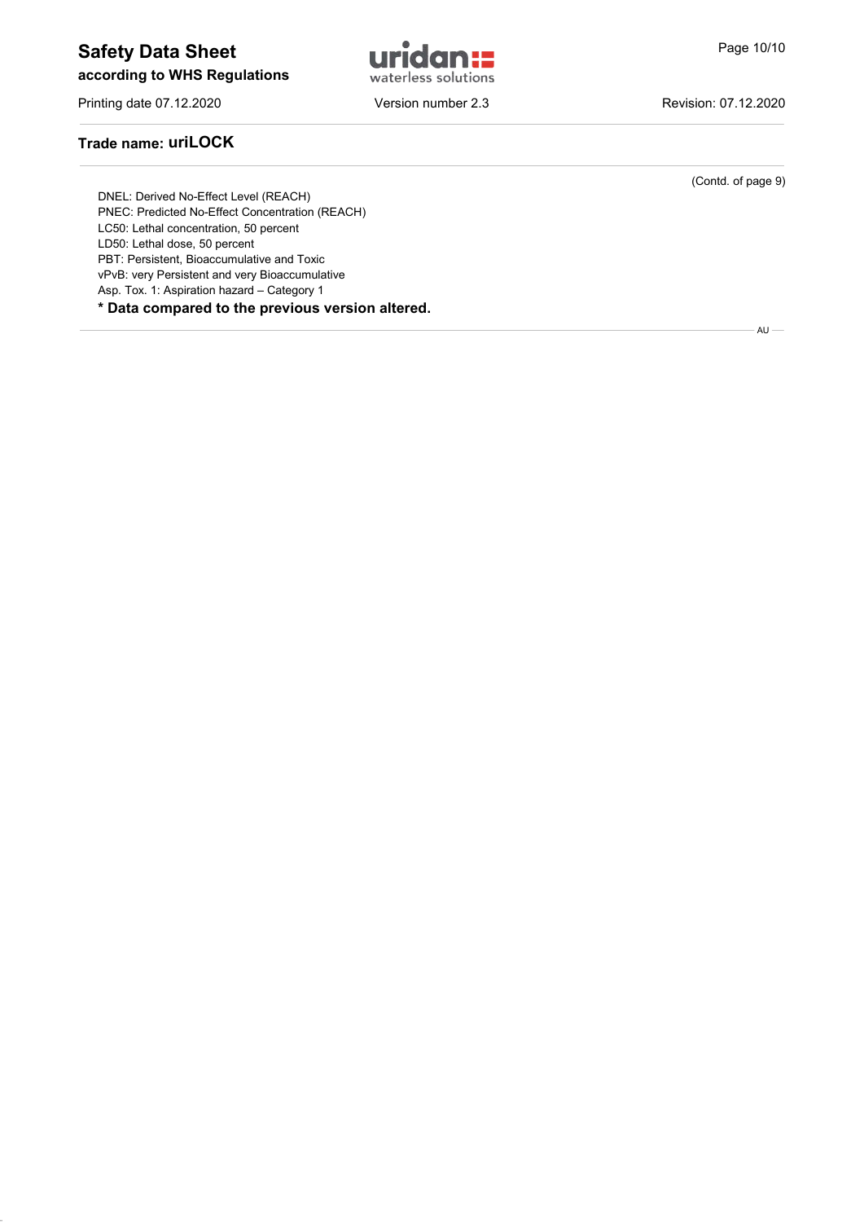(Contd. of page 9)

DNEL: Derived No-Effect Level (REACH)
PNEC: Predicted No-Effect Concentration (REACH)
LC50: Lethal concentration, 50 percent
LD50: Lethal dose, 50 percent
PBT: Persistent, Bioaccumulative and Toxic
vPvB: very Persistent and very Bioaccumulative
Asp. Tox. 1: Aspiration hazard – Category 1

**\* Data compared to the previous version altered.**